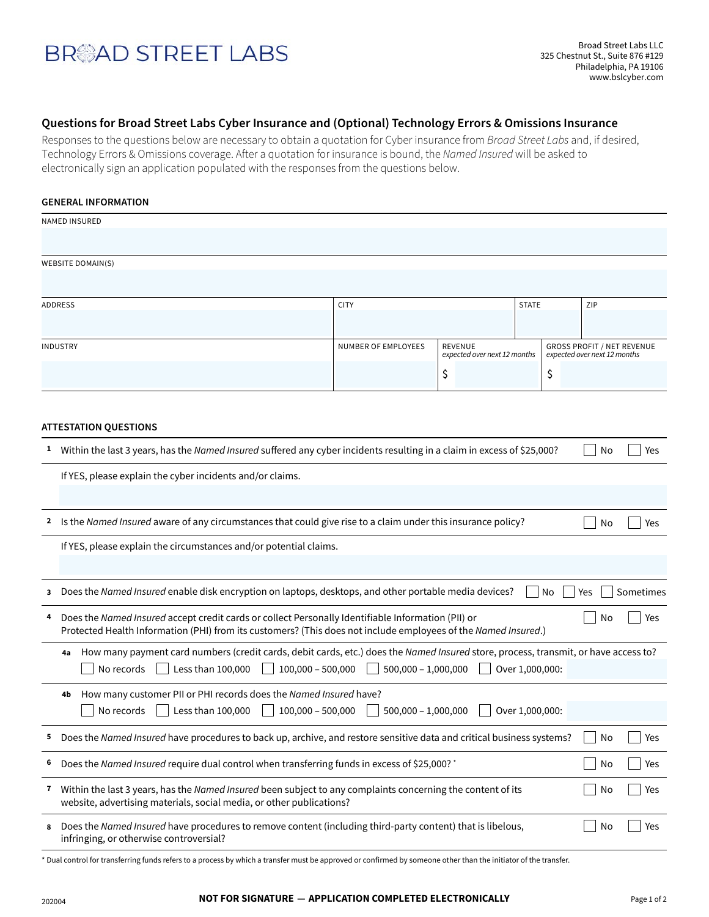# BROAD STREET LABS

Broad Street Labs LLC
325 Chestnut St., Suite 876 #129
Philadelphia, PA 19106
www.bslcyber.com

## Questions for Broad Street Labs Cyber Insurance and (Optional) Technology Errors & Omissions Insurance

Responses to the questions below are necessary to obtain a quotation for Cyber insurance from *Broad Street Labs* and, if desired, Technology Errors & Omissions coverage. After a quotation for insurance is bound, the *Named Insured* will be asked to electronically sign an application populated with the responses from the questions below.

### GENERAL INFORMATION

| NAMED INSURED | | | |
|---|---|---|---|
| | | | |

| WEBSITE DOMAIN(S) |
|---|
| |

| ADDRESS | CITY | STATE | ZIP |
|---|---|---|---|
| | | | |

| INDUSTRY | NUMBER OF EMPLOYEES | REVENUE *expected over next 12 months* | GROSS PROFIT / NET REVENUE *expected over next 12 months* |
|---|---|---|---|
| | | $ | $ |

### ATTESTATION QUESTIONS

**1** Within the last 3 years, has the *Named Insured* suffered any cyber incidents resulting in a claim in excess of $25,000? ☐ No ☐ Yes

If YES, please explain the cyber incidents and/or claims.

**2** Is the *Named Insured* aware of any circumstances that could give rise to a claim under this insurance policy? ☐ No ☐ Yes

If YES, please explain the circumstances and/or potential claims.

**3** Does the *Named Insured* enable disk encryption on laptops, desktops, and other portable media devices? ☐ No ☐ Yes ☐ Sometimes

**4** Does the *Named Insured* accept credit cards or collect Personally Identifiable Information (PII) or Protected Health Information (PHI) from its customers? (This does not include employees of the *Named Insured*.) ☐ No ☐ Yes

**4a** How many payment card numbers (credit cards, debit cards, etc.) does the *Named Insured* store, process, transmit, or have access to?
☐ No records ☐ Less than 100,000 ☐ 100,000 – 500,000 ☐ 500,000 – 1,000,000 ☐ Over 1,000,000:

**4b** How many customer PII or PHI records does the *Named Insured* have?
☐ No records ☐ Less than 100,000 ☐ 100,000 – 500,000 ☐ 500,000 – 1,000,000 ☐ Over 1,000,000:

**5** Does the *Named Insured* have procedures to back up, archive, and restore sensitive data and critical business systems? ☐ No ☐ Yes

**6** Does the *Named Insured* require dual control when transferring funds in excess of $25,000? * ☐ No ☐ Yes

**7** Within the last 3 years, has the *Named Insured* been subject to any complaints concerning the content of its website, advertising materials, social media, or other publications? ☐ No ☐ Yes

**8** Does the *Named Insured* have procedures to remove content (including third-party content) that is libelous, infringing, or otherwise controversial? ☐ No ☐ Yes

\* Dual control for transferring funds refers to a process by which a transfer must be approved or confirmed by someone other than the initiator of the transfer.

202004

**NOT FOR SIGNATURE — APPLICATION COMPLETED ELECTRONICALLY**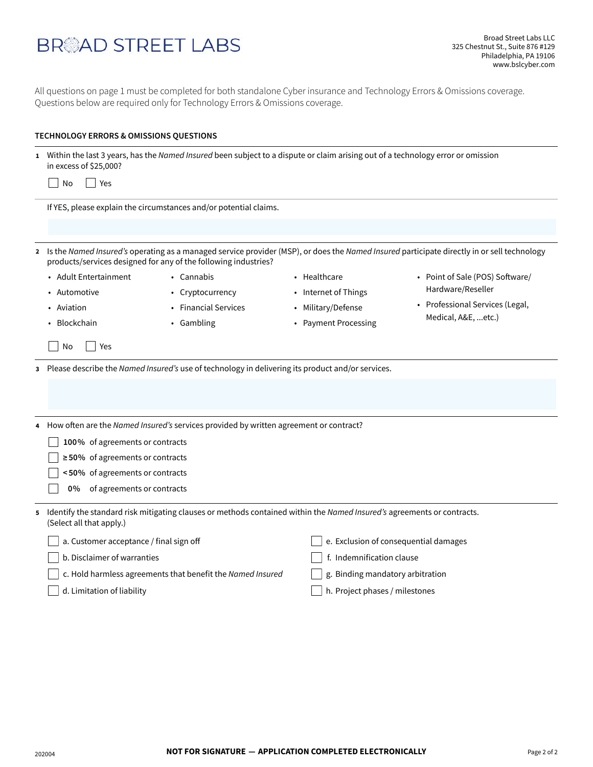# BROAD STREET LABS

Broad Street Labs LLC
325 Chestnut St., Suite 876 #129
Philadelphia, PA 19106
www.bslcyber.com

All questions on page 1 must be completed for both standalone Cyber insurance and Technology Errors & Omissions coverage. Questions below are required only for Technology Errors & Omissions coverage.

## TECHNOLOGY ERRORS & OMISSIONS QUESTIONS

**1** Within the last 3 years, has the *Named Insured* been subject to a dispute or claim arising out of a technology error or omission in excess of $25,000?

☐ No ☐ Yes

If YES, please explain the circumstances and/or potential claims.

**2** Is the *Named Insured's* operating as a managed service provider (MSP), or does the *Named Insured* participate directly in or sell technology products/services designed for any of the following industries?

- Adult Entertainment
- Automotive
- Aviation
- Blockchain
- Cannabis
- Cryptocurrency
- Financial Services
- Gambling
- Healthcare
- Internet of Things
- Military/Defense
- Payment Processing
- Point of Sale (POS) Software/Hardware/Reseller
- Professional Services (Legal, Medical, A&E, ...etc.)

☐ No ☐ Yes

**3** Please describe the *Named Insured's* use of technology in delivering its product and/or services.

**4** How often are the *Named Insured's* services provided by written agreement or contract?

☐ **100%** of agreements or contracts
☐ **≥50%** of agreements or contracts
☐ **<50%** of agreements or contracts
☐ **0%** of agreements or contracts

**5** Identify the standard risk mitigating clauses or methods contained within the *Named Insured's* agreements or contracts. (Select all that apply.)

☐ a. Customer acceptance / final sign off
☐ b. Disclaimer of warranties
☐ c. Hold harmless agreements that benefit the *Named Insured*
☐ d. Limitation of liability
☐ e. Exclusion of consequential damages
☐ f. Indemnification clause
☐ g. Binding mandatory arbitration
☐ h. Project phases / milestones

202004

**NOT FOR SIGNATURE — APPLICATION COMPLETED ELECTRONICALLY**